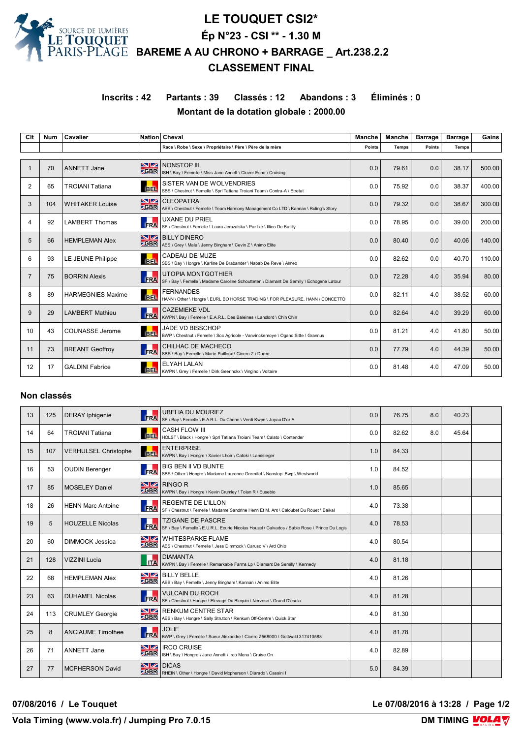# LE TOUQUET CSI2*

## Ép N°23 - CSI ** - 1.30 M

## BAREME A AU CHRONO + BARRAGE _ Art.238.2.2

## CLASSEMENT FINAL

**Inscrits : 42 Partants : 39 Classés : 12 Abandons : 3 Éliminés : 0**

**Montant de la dotation globale : 2000.00**

| Clt | Num | Cavalier | Nation | Cheval<br>Race \ Robe \ Sexe \ Propriétaire \ Père \ Père de la mère | Manche<br>Points | Manche<br>Temps | Barrage<br>Points | Barrage<br>Temps | Gains |
|---|---|---|---|---|---|---|---|---|---|
| 1 | 70 | ANNETT Jane | GBR | NONSTOP III<br>ISH \ Bay \ Femelle \ Miss Jane Annett \ Clover Echo \ Cruising | 0.0 | 79.61 | 0.0 | 38.17 | 500.00 |
| 2 | 65 | TROIANI Tatiana | BEL | SISTER VAN DE WOLVENDRIES<br>SBS \ Chestnut \ Femelle \ Sprl Tatiana Troiani Team \ Contra-A \ Etretat | 0.0 | 75.92 | 0.0 | 38.37 | 400.00 |
| 3 | 104 | WHITAKER Louise | GBR | CLEOPATRA<br>AES \ Chestnut \ Femelle \ Team Harmony Management Co LTD \ Kannan \ Ruling's Story | 0.0 | 79.32 | 0.0 | 38.67 | 300.00 |
| 4 | 92 | LAMBERT Thomas | FRA | UXANE DU PRIEL<br>SF \ Chestnut \ Femelle \ Laura Jeruzalska \ Par Ixe \ Illico De Batilly | 0.0 | 78.95 | 0.0 | 39.00 | 200.00 |
| 5 | 66 | HEMPLEMAN Alex | GBR | BILLY DINERO<br>AES \ Grey \ Male \ Jenny Bingham \ Cevin Z \ Animo Elite | 0.0 | 80.40 | 0.0 | 40.06 | 140.00 |
| 6 | 93 | LE JEUNE Philippe | BEL | CADEAU DE MUZE<br>SBS \ Bay \ Hongre \ Karline De Brabander \ Nabab De Reve \ Almeo | 0.0 | 82.62 | 0.0 | 40.70 | 110.00 |
| 7 | 75 | BORRIN Alexis | FRA | UTOPIA MONTGOTHIER<br>SF \ Bay \ Femelle \ Madame Caroline Schoutteten \ Diamant De Semilly \ Echogene Latour | 0.0 | 72.28 | 4.0 | 35.94 | 80.00 |
| 8 | 89 | HARMEGNIES Maxime | BEL | FERNANDES<br>HANN \ Other \ Hongre \ EURL BO HORSE TRADING \ FOR PLEASURE, HANN \ CONCETTO | 0.0 | 82.11 | 4.0 | 38.52 | 60.00 |
| 9 | 29 | LAMBERT Mathieu | FRA | CAZEMIEKE VDL<br>KWPN \ Bay \ Femelle \ E.A.R.L. Des Baleines \ Landlord \ Chin Chin | 0.0 | 82.64 | 4.0 | 39.29 | 60.00 |
| 10 | 43 | COUNASSE Jerome | BEL | JADE VD BISSCHOP<br>BWP \ Chestnut \ Femelle \ Soc Agricole - Vanvinckenroye \ Ogano Sitte \ Grannus | 0.0 | 81.21 | 4.0 | 41.80 | 50.00 |
| 11 | 73 | BREANT Geoffroy | FRA | CHILHAC DE MACHECO<br>SBS \ Bay \ Femelle \ Marie Pailloux \ Cicero Z \ Darco | 0.0 | 77.79 | 4.0 | 44.39 | 50.00 |
| 12 | 17 | GALDINI Fabrice | BEL | ELYAH LALAN<br>KWPN \ Grey \ Femelle \ Dirk Geerinckx \ Vingino \ Voltaire | 0.0 | 81.48 | 4.0 | 47.09 | 50.00 |

### Non classés

| Clt | Num | Cavalier | Nation | Cheval | Manche Points | Manche Temps | Barrage Points | Barrage Temps | Gains |
|---|---|---|---|---|---|---|---|---|---|
| 13 | 125 | DERAY Iphigenie | FRA | UBELIA DU MOURIEZ<br>SF \ Bay \ Femelle \ E.A.R.L. Du Chene \ Verdi Kwpn \ Joyau D'or A | 0.0 | 76.75 | 8.0 | 40.23 | |
| 14 | 64 | TROIANI Tatiana | BEL | CASH FLOW III<br>HOLST \ Black \ Hongre \ Sprl Tatiana Troiani Team \ Calato \ Contender | 0.0 | 82.62 | 8.0 | 45.64 | |
| 15 | 107 | VERHULSEL Christophe | BEL | ENTERPRISE<br>KWPN \ Bay \ Hongre \ Xavier Lhoir \ Catoki \ Landsieger | 1.0 | 84.33 | | | |
| 16 | 53 | OUDIN Berenger | FRA | BIG BEN II VD BUNTE<br>SBS \ Other \ Hongre \ Madame Laurence Gremillet \ Nonstop Bwp \ Westworld | 1.0 | 84.52 | | | |
| 17 | 85 | MOSELEY Daniel | GBR | RINGO R<br>KWPN \ Bay \ Hongre \ Kevin Crumley \ Tolan R \ Eusebio | 1.0 | 85.65 | | | |
| 18 | 26 | HENN Marc Antoine | FRA | REGENTE DE L'ILLON<br>SF \ Chestnut \ Femelle \ Madame Sandrine Henn Et M. Ant \ Caloubet Du Rouet \ Baikal | 4.0 | 73.38 | | | |
| 19 | 5 | HOUZELLE Nicolas | FRA | TZIGANE DE PASCRE<br>SF \ Bay \ Femelle \ E.U.R.L. Ecurie Nicolas Houzel \ Calvados / Sable Rose \ Prince Du Logis | 4.0 | 78.53 | | | |
| 20 | 60 | DIMMOCK Jessica | GBR | WHITESPARKE FLAME<br>AES \ Chestnut \ Femelle \ Jess Dimmock \ Caruso V \ Ard Ohio | 4.0 | 80.54 | | | |
| 21 | 128 | VIZZINI Lucia | ITA | DIAMANTA<br>KWPN \ Bay \ Femelle \ Remarkable Farms Lp \ Diamant De Semilly \ Kennedy | 4.0 | 81.18 | | | |
| 22 | 68 | HEMPLEMAN Alex | GBR | BILLY BELLE<br>AES \ Bay \ Femelle \ Jenny Bingham \ Kannan \ Animo Elite | 4.0 | 81.26 | | | |
| 23 | 63 | DUHAMEL Nicolas | FRA | VULCAIN DU ROCH<br>SF \ Chestnut \ Hongre \ Elevage Du Blequin \ Nervoso \ Grand D'escla | 4.0 | 81.28 | | | |
| 24 | 113 | CRUMLEY Georgie | GBR | RENKUM CENTRE STAR<br>AES \ Bay \ Hongre \ Sally Strutton \ Renkum Off-Centre \ Quick Star | 4.0 | 81.30 | | | |
| 25 | 8 | ANCIAUME Timothee | FRA | JOLIE<br>BWP \ Grey \ Femelle \ Sueur Alexandre \ Cicero Z568000 \ Gottwald 317410588 | 4.0 | 81.78 | | | |
| 26 | 71 | ANNETT Jane | GBR | IRCO CRUISE<br>ISH \ Bay \ Hongre \ Jane Annett \ Irco Mena \ Cruise On | 4.0 | 82.89 | | | |
| 27 | 77 | MCPHERSON David | GBR | DICAS<br>RHEIN \ Other \ Hongre \ David Mcpherson \ Diarado \ Cassini I | 5.0 | 84.39 | | | |

**07/08/2016 / Le Touquet** — **Le 07/08/2016 à 13:28**

**Vola Timing (www.vola.fr) / Jumping Pro 7.0.15** — **DM TIMING**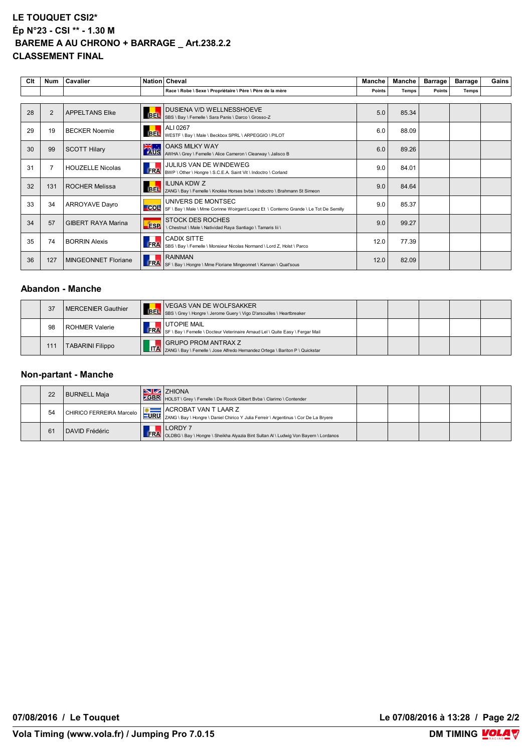# LE TOUQUET CSI2*

## Ép N°23 - CSI ** - 1.30 M

## BAREME A AU CHRONO + BARRAGE _ Art.238.2.2

## CLASSEMENT FINAL

| Clt | Num | Cavalier | Nation | Cheval<br>Race \ Robe \ Sexe \ Propriétaire \ Père \ Père de la mère | Manche<br>Points | Manche<br>Temps | Barrage<br>Points | Barrage<br>Temps | Gains |
|---|---|---|---|---|---|---|---|---|---|
| 28 | 2 | APPELTANS Elke | BEL | DUSIENA V/D WELLNESSHOEVE<br>SBS \ Bay \ Femelle \ Sara Panis \ Darco \ Grosso-Z | 5.0 | 85.34 | | | |
| 29 | 19 | BECKER Noemie | BEL | ALI 0267<br>WESTF \ Bay \ Male \ Beckbox SPRL \ ARPEGGIO \ PILOT | 6.0 | 88.09 | | | |
| 30 | 99 | SCOTT Hilary | AUS | OAKS MILKY WAY<br>AWHA \ Grey \ Femelle \ Alice Cameron \ Clearway \ Jalisco B | 6.0 | 89.26 | | | |
| 31 | 7 | HOUZELLE Nicolas | FRA | JULIUS VAN DE WINDEWEG<br>BWP \ Other \ Hongre \ S.C.E.A. Saint Vit \ Indoctro \ Corland | 9.0 | 84.01 | | | |
| 32 | 131 | ROCHER Melissa | BEL | ILUNA KDW Z<br>ZANG \ Bay \ Femelle \ Knokke Horses bvba \ Indoctro \ Brahmann St Simeon | 9.0 | 84.64 | | | |
| 33 | 34 | ARROYAVE Dayro | COL | UNIVERS DE MONTSEC<br>SF \ Bay \ Male \ Mme Corinne Woirgard Lopez Et \ Conterno Grande \ Le Tot De Semilly | 9.0 | 85.37 | | | |
| 34 | 57 | GIBERT RAYA Marina | ESP | STOCK DES ROCHES<br>\ Chestnut \ Male \ Natividad Raya Santiago \ Tamaris Iii \ | 9.0 | 99.27 | | | |
| 35 | 74 | BORRIN Alexis | FRA | CADIX SITTE<br>SBS \ Bay \ Femelle \ Monsieur Nicolas Normand \ Lord Z, Holst \ Parco | 12.0 | 77.39 | | | |
| 36 | 127 | MINGEONNET Floriane | FRA | RAINMAN<br>SF \ Bay \ Hongre \ Mme Floriane Mingeonnet \ Kannan \ Quat'sous | 12.0 | 82.09 | | | |

## Abandon - Manche

| | | | | | | | | | |
|---|---|---|---|---|---|---|---|---|---|
| | 37 | MERCENIER Gauthier | BEL | VEGAS VAN DE WOLFSAKKER<br>SBS \ Grey \ Hongre \ Jerome Guery \ Vigo D'arsouilles \ Heartbreaker | | | | | |
| | 98 | ROHMER Valerie | FRA | UTOPIE MAIL<br>SF \ Bay \ Femelle \ Docteur Veterinaire Arnaud Lel \ Quite Easy \ Fergar Mail | | | | | |
| | 111 | TABARINI Filippo | ITA | GRUPO PROM ANTRAX Z<br>ZANG \ Bay \ Femelle \ Jose Alfredo Hernandez Ortega \ Bariton P \ Quickstar | | | | | |

## Non-partant - Manche

| | | | | | | | | | |
|---|---|---|---|---|---|---|---|---|---|
| | 22 | BURNELL Maja | GBR | ZHIONA<br>HOLST \ Grey \ Femelle \ De Roock Gilbert Bvba \ Clarimo \ Contender | | | | | |
| | 54 | CHIRICO FERREIRA Marcelo | URU | ACROBAT VAN T LAAR Z<br>ZANG \ Bay \ Hongre \ Daniel Chirico Y Julia Ferreir \ Argentinus \ Cor De La Bryere | | | | | |
| | 61 | DAVID Frédéric | FRA | LORDY 7<br>OLDBG \ Bay \ Hongre \ Sheikha Alyazia Bint Sultan Al \ Ludwig Von Bayern \ Lordanos | | | | | |

07/08/2016 / Le Touquet — Le 07/08/2016 à 13:28

Vola Timing (www.vola.fr) / Jumping Pro 7.0.15 — DM TIMING